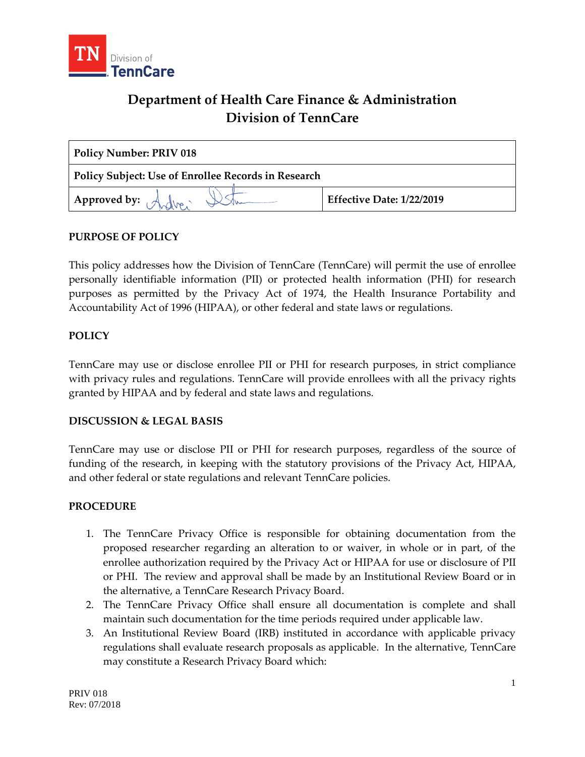# Department of Health Care Finance & Administration
# Division of TennCare

| Policy Number: PRIV 018 | |
|---|---|
| **Policy Subject: Use of Enrollee Records in Research** | |
| **Approved by:** | **Effective Date: 1/22/2019** |

## PURPOSE OF POLICY

This policy addresses how the Division of TennCare (TennCare) will permit the use of enrollee personally identifiable information (PII) or protected health information (PHI) for research purposes as permitted by the Privacy Act of 1974, the Health Insurance Portability and Accountability Act of 1996 (HIPAA), or other federal and state laws or regulations.

## POLICY

TennCare may use or disclose enrollee PII or PHI for research purposes, in strict compliance with privacy rules and regulations. TennCare will provide enrollees with all the privacy rights granted by HIPAA and by federal and state laws and regulations.

## DISCUSSION & LEGAL BASIS

TennCare may use or disclose PII or PHI for research purposes, regardless of the source of funding of the research, in keeping with the statutory provisions of the Privacy Act, HIPAA, and other federal or state regulations and relevant TennCare policies.

## PROCEDURE

1. The TennCare Privacy Office is responsible for obtaining documentation from the proposed researcher regarding an alteration to or waiver, in whole or in part, of the enrollee authorization required by the Privacy Act or HIPAA for use or disclosure of PII or PHI. The review and approval shall be made by an Institutional Review Board or in the alternative, a TennCare Research Privacy Board.
2. The TennCare Privacy Office shall ensure all documentation is complete and shall maintain such documentation for the time periods required under applicable law.
3. An Institutional Review Board (IRB) instituted in accordance with applicable privacy regulations shall evaluate research proposals as applicable. In the alternative, TennCare may constitute a Research Privacy Board which: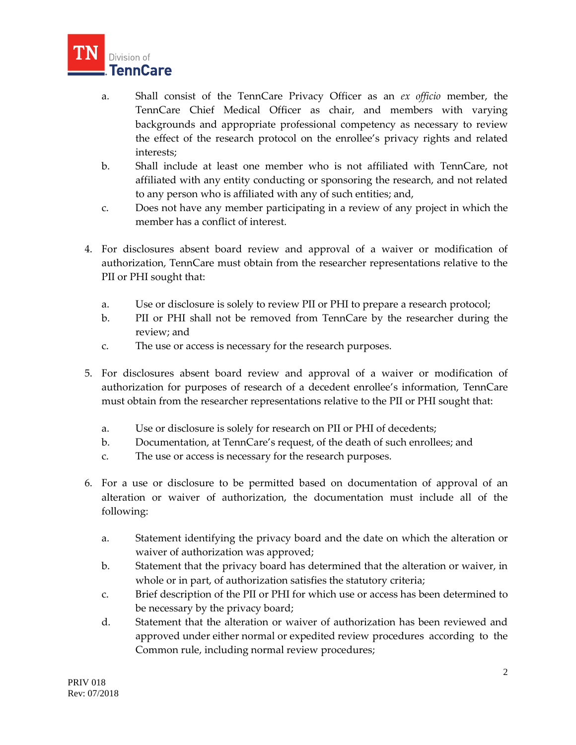a. Shall consist of the TennCare Privacy Officer as an *ex officio* member, the TennCare Chief Medical Officer as chair, and members with varying backgrounds and appropriate professional competency as necessary to review the effect of the research protocol on the enrollee's privacy rights and related interests;
b. Shall include at least one member who is not affiliated with TennCare, not affiliated with any entity conducting or sponsoring the research, and not related to any person who is affiliated with any of such entities; and,
c. Does not have any member participating in a review of any project in which the member has a conflict of interest.

4. For disclosures absent board review and approval of a waiver or modification of authorization, TennCare must obtain from the researcher representations relative to the PII or PHI sought that:

   a. Use or disclosure is solely to review PII or PHI to prepare a research protocol;
   b. PII or PHI shall not be removed from TennCare by the researcher during the review; and
   c. The use or access is necessary for the research purposes.

5. For disclosures absent board review and approval of a waiver or modification of authorization for purposes of research of a decedent enrollee's information, TennCare must obtain from the researcher representations relative to the PII or PHI sought that:

   a. Use or disclosure is solely for research on PII or PHI of decedents;
   b. Documentation, at TennCare's request, of the death of such enrollees; and
   c. The use or access is necessary for the research purposes.

6. For a use or disclosure to be permitted based on documentation of approval of an alteration or waiver of authorization, the documentation must include all of the following:

   a. Statement identifying the privacy board and the date on which the alteration or waiver of authorization was approved;
   b. Statement that the privacy board has determined that the alteration or waiver, in whole or in part, of authorization satisfies the statutory criteria;
   c. Brief description of the PII or PHI for which use or access has been determined to be necessary by the privacy board;
   d. Statement that the alteration or waiver of authorization has been reviewed and approved under either normal or expedited review procedures according to the Common rule, including normal review procedures;

PRIV 018
Rev: 07/2018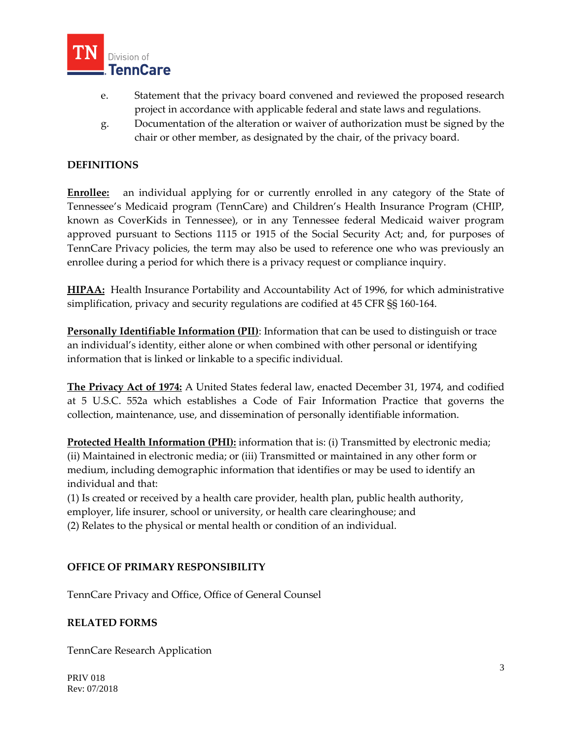e. Statement that the privacy board convened and reviewed the proposed research project in accordance with applicable federal and state laws and regulations.

g. Documentation of the alteration or waiver of authorization must be signed by the chair or other member, as designated by the chair, of the privacy board.

## DEFINITIONS

**Enrollee:** an individual applying for or currently enrolled in any category of the State of Tennessee's Medicaid program (TennCare) and Children's Health Insurance Program (CHIP, known as CoverKids in Tennessee), or in any Tennessee federal Medicaid waiver program approved pursuant to Sections 1115 or 1915 of the Social Security Act; and, for purposes of TennCare Privacy policies, the term may also be used to reference one who was previously an enrollee during a period for which there is a privacy request or compliance inquiry.

**HIPAA:** Health Insurance Portability and Accountability Act of 1996, for which administrative simplification, privacy and security regulations are codified at 45 CFR §§ 160-164.

**Personally Identifiable Information (PII)**: Information that can be used to distinguish or trace an individual's identity, either alone or when combined with other personal or identifying information that is linked or linkable to a specific individual.

**The Privacy Act of 1974:** A United States federal law, enacted December 31, 1974, and codified at 5 U.S.C. 552a which establishes a Code of Fair Information Practice that governs the collection, maintenance, use, and dissemination of personally identifiable information.

**Protected Health Information (PHI):** information that is: (i) Transmitted by electronic media; (ii) Maintained in electronic media; or (iii) Transmitted or maintained in any other form or medium, including demographic information that identifies or may be used to identify an individual and that:
(1) Is created or received by a health care provider, health plan, public health authority, employer, life insurer, school or university, or health care clearinghouse; and
(2) Relates to the physical or mental health or condition of an individual.

## OFFICE OF PRIMARY RESPONSIBILITY

TennCare Privacy and Office, Office of General Counsel

## RELATED FORMS

TennCare Research Application

PRIV 018
Rev: 07/2018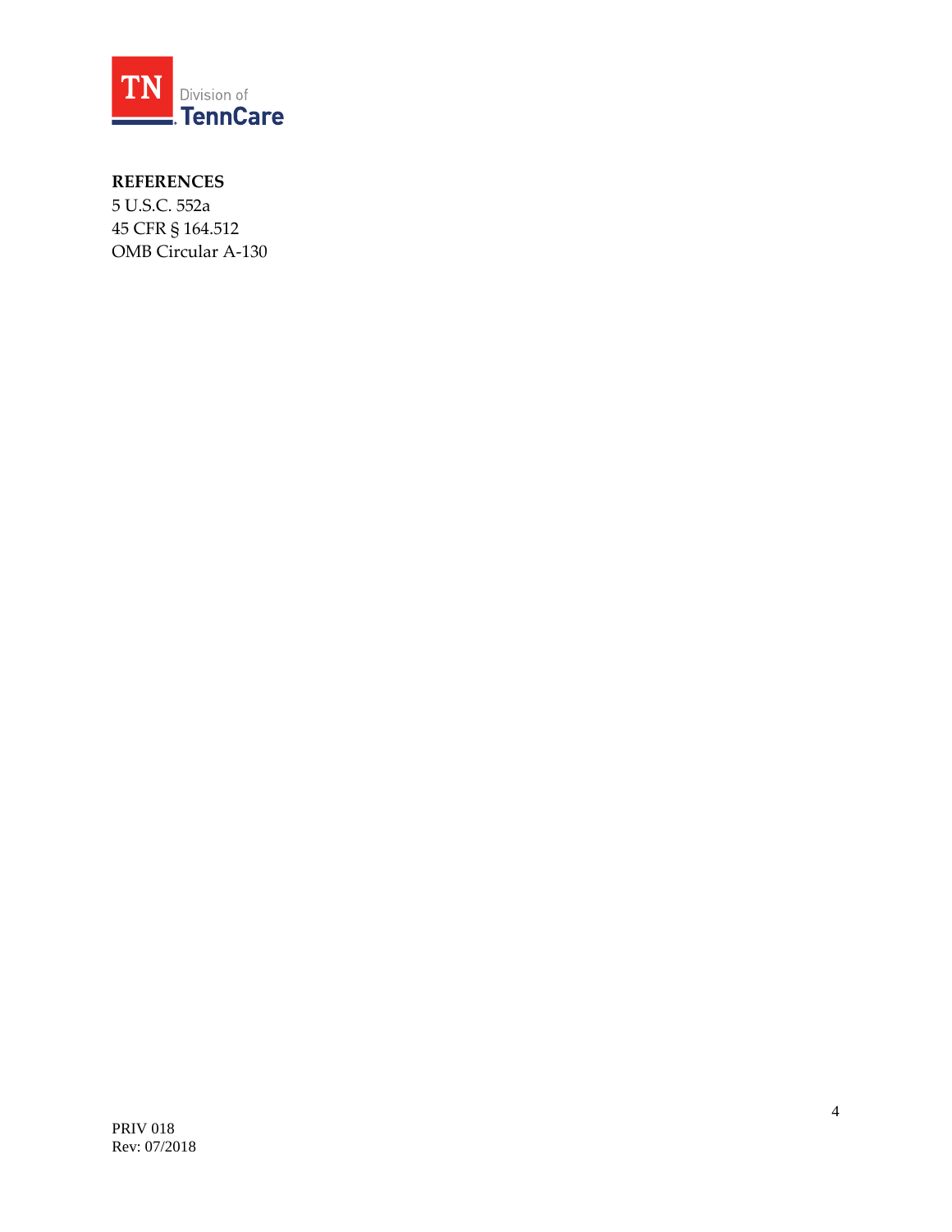**REFERENCES**

5 U.S.C. 552a
45 CFR § 164.512
OMB Circular A-130

PRIV 018
Rev: 07/2018